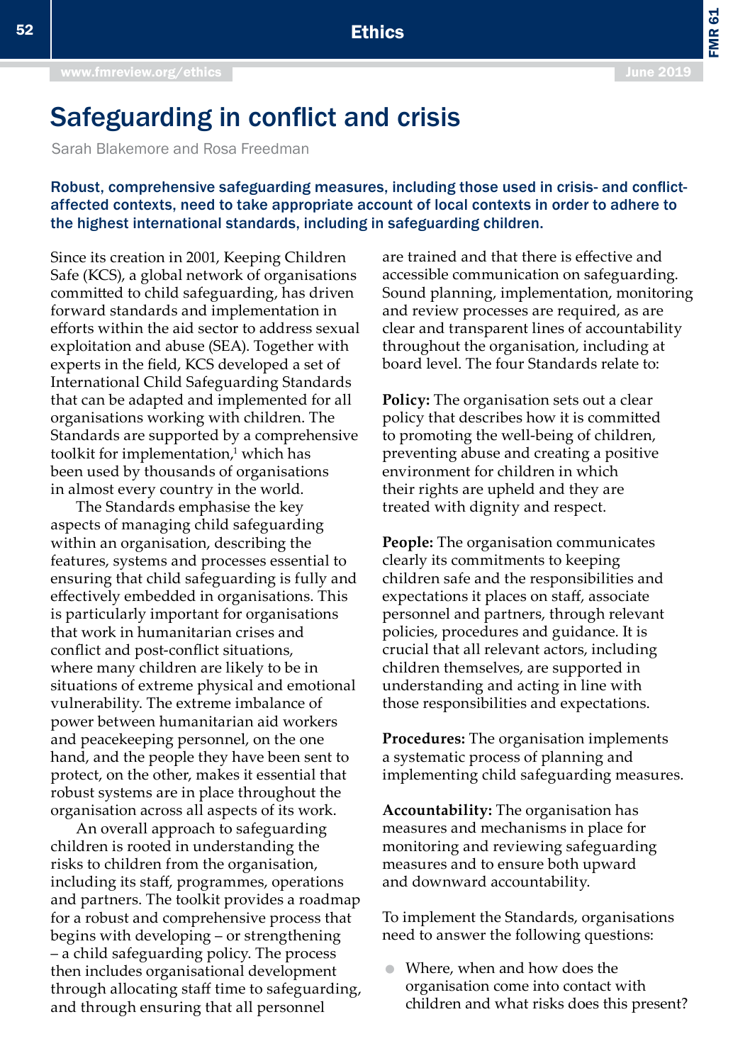# Safeguarding in conflict and crisis

Sarah Blakemore and Rosa Freedman

**Robust, comprehensive safeguarding measures, including those used in crisis- and conflict-affected contexts, need to take appropriate account of local contexts in order to adhere to the highest international standards, including in safeguarding children.**

Since its creation in 2001, Keeping Children Safe (KCS), a global network of organisations committed to child safeguarding, has driven forward standards and implementation in efforts within the aid sector to address sexual exploitation and abuse (SEA). Together with experts in the field, KCS developed a set of International Child Safeguarding Standards that can be adapted and implemented for all organisations working with children. The Standards are supported by a comprehensive toolkit for implementation,[1] which has been used by thousands of organisations in almost every country in the world.

The Standards emphasise the key aspects of managing child safeguarding within an organisation, describing the features, systems and processes essential to ensuring that child safeguarding is fully and effectively embedded in organisations. This is particularly important for organisations that work in humanitarian crises and conflict and post-conflict situations, where many children are likely to be in situations of extreme physical and emotional vulnerability. The extreme imbalance of power between humanitarian aid workers and peacekeeping personnel, on the one hand, and the people they have been sent to protect, on the other, makes it essential that robust systems are in place throughout the organisation across all aspects of its work.

An overall approach to safeguarding children is rooted in understanding the risks to children from the organisation, including its staff, programmes, operations and partners. The toolkit provides a roadmap for a robust and comprehensive process that begins with developing – or strengthening – a child safeguarding policy. The process then includes organisational development through allocating staff time to safeguarding, and through ensuring that all personnel are trained and that there is effective and accessible communication on safeguarding. Sound planning, implementation, monitoring and review processes are required, as are clear and transparent lines of accountability throughout the organisation, including at board level. The four Standards relate to:

**Policy:** The organisation sets out a clear policy that describes how it is committed to promoting the well-being of children, preventing abuse and creating a positive environment for children in which their rights are upheld and they are treated with dignity and respect.

**People:** The organisation communicates clearly its commitments to keeping children safe and the responsibilities and expectations it places on staff, associate personnel and partners, through relevant policies, procedures and guidance. It is crucial that all relevant actors, including children themselves, are supported in understanding and acting in line with those responsibilities and expectations.

**Procedures:** The organisation implements a systematic process of planning and implementing child safeguarding measures.

**Accountability:** The organisation has measures and mechanisms in place for monitoring and reviewing safeguarding measures and to ensure both upward and downward accountability.

To implement the Standards, organisations need to answer the following questions:

- Where, when and how does the organisation come into contact with children and what risks does this present?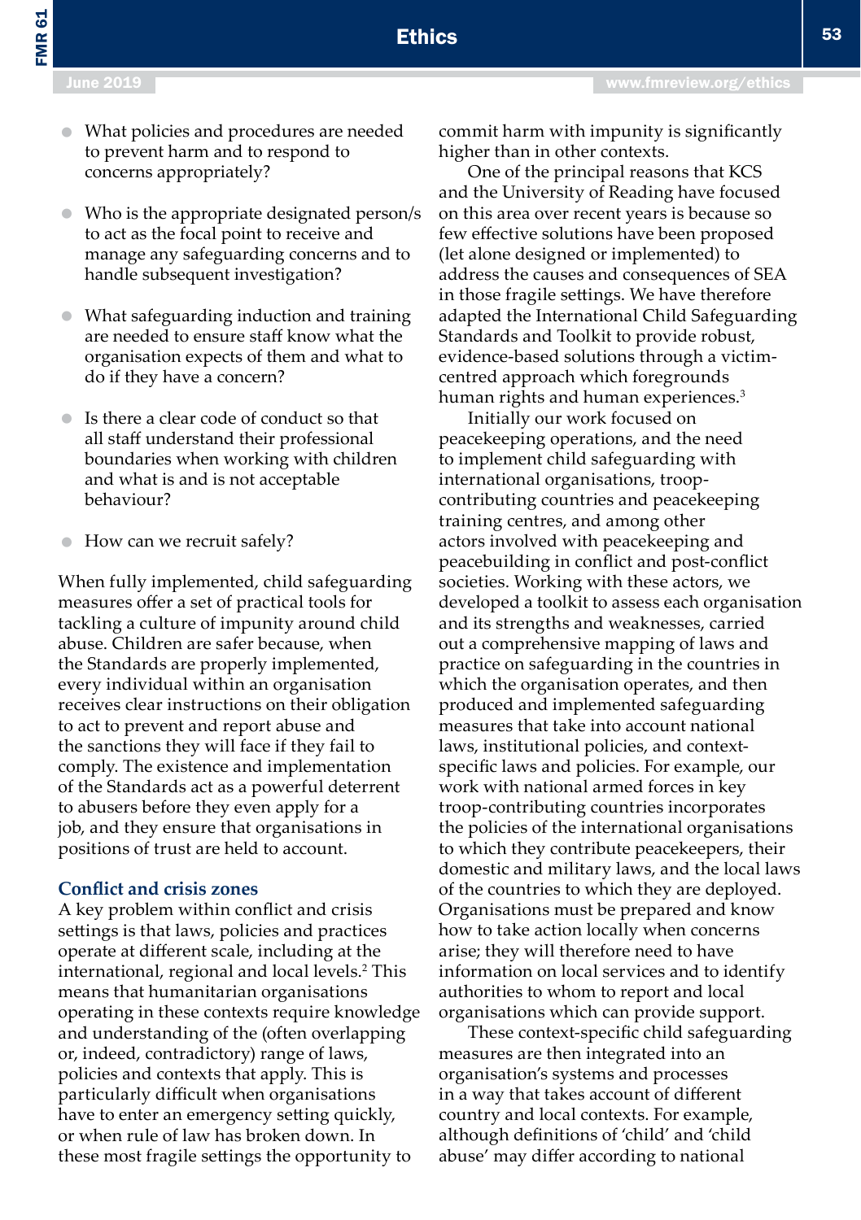- What policies and procedures are needed to prevent harm and to respond to concerns appropriately?
- Who is the appropriate designated person/s to act as the focal point to receive and manage any safeguarding concerns and to handle subsequent investigation?
- What safeguarding induction and training are needed to ensure staff know what the organisation expects of them and what to do if they have a concern?
- Is there a clear code of conduct so that all staff understand their professional boundaries when working with children and what is and is not acceptable behaviour?
- How can we recruit safely?

When fully implemented, child safeguarding measures offer a set of practical tools for tackling a culture of impunity around child abuse. Children are safer because, when the Standards are properly implemented, every individual within an organisation receives clear instructions on their obligation to act to prevent and report abuse and the sanctions they will face if they fail to comply. The existence and implementation of the Standards act as a powerful deterrent to abusers before they even apply for a job, and they ensure that organisations in positions of trust are held to account.

### Conflict and crisis zones

A key problem within conflict and crisis settings is that laws, policies and practices operate at different scale, including at the international, regional and local levels.[2] This means that humanitarian organisations operating in these contexts require knowledge and understanding of the (often overlapping or, indeed, contradictory) range of laws, policies and contexts that apply. This is particularly difficult when organisations have to enter an emergency setting quickly, or when rule of law has broken down. In these most fragile settings the opportunity to commit harm with impunity is significantly higher than in other contexts.

One of the principal reasons that KCS and the University of Reading have focused on this area over recent years is because so few effective solutions have been proposed (let alone designed or implemented) to address the causes and consequences of SEA in those fragile settings. We have therefore adapted the International Child Safeguarding Standards and Toolkit to provide robust, evidence-based solutions through a victim-centred approach which foregrounds human rights and human experiences.[3]

Initially our work focused on peacekeeping operations, and the need to implement child safeguarding with international organisations, troop-contributing countries and peacekeeping training centres, and among other actors involved with peacekeeping and peacebuilding in conflict and post-conflict societies. Working with these actors, we developed a toolkit to assess each organisation and its strengths and weaknesses, carried out a comprehensive mapping of laws and practice on safeguarding in the countries in which the organisation operates, and then produced and implemented safeguarding measures that take into account national laws, institutional policies, and context-specific laws and policies. For example, our work with national armed forces in key troop-contributing countries incorporates the policies of the international organisations to which they contribute peacekeepers, their domestic and military laws, and the local laws of the countries to which they are deployed. Organisations must be prepared and know how to take action locally when concerns arise; they will therefore need to have information on local services and to identify authorities to whom to report and local organisations which can provide support.

These context-specific child safeguarding measures are then integrated into an organisation's systems and processes in a way that takes account of different country and local contexts. For example, although definitions of 'child' and 'child abuse' may differ according to national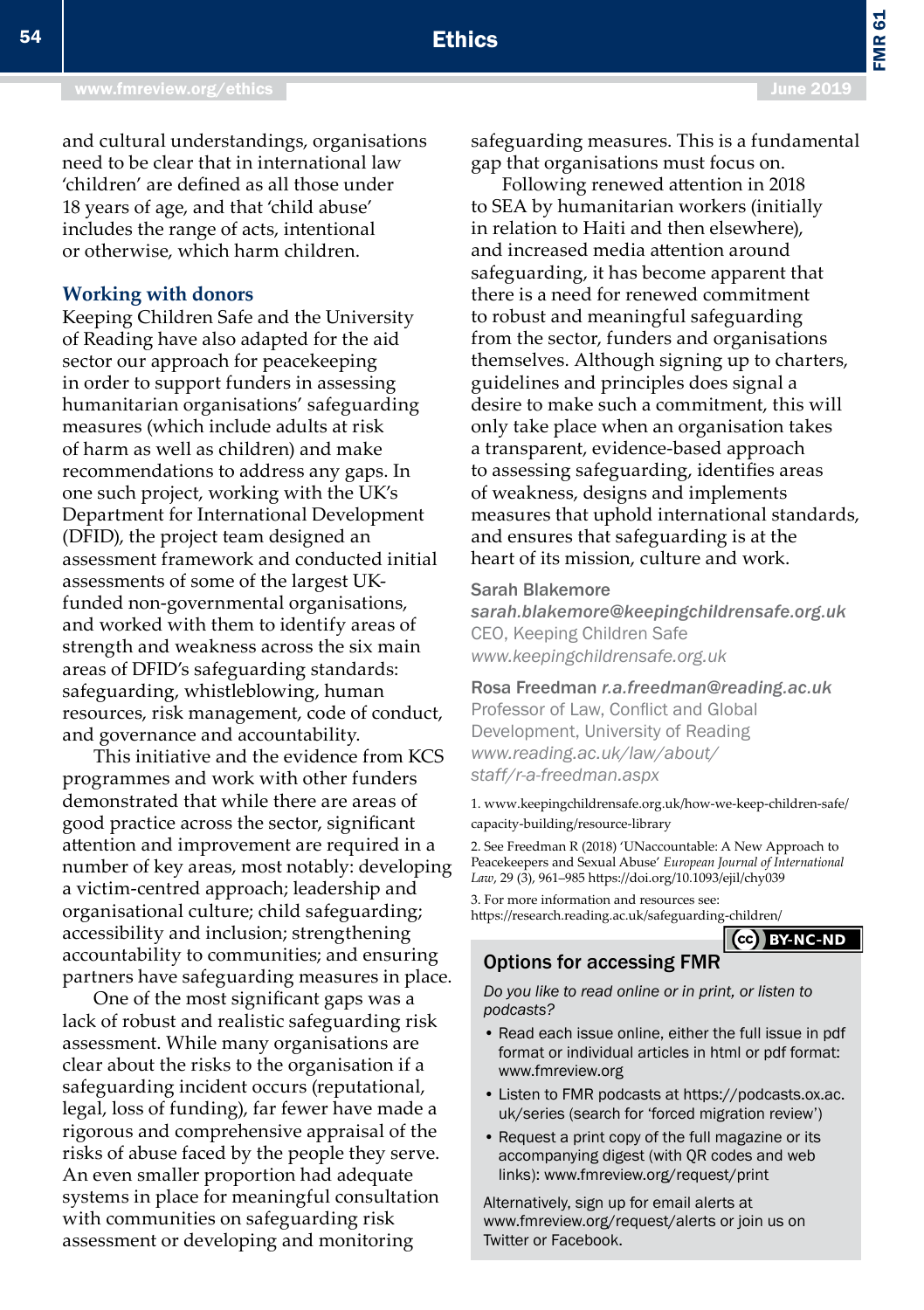and cultural understandings, organisations need to be clear that in international law 'children' are defined as all those under 18 years of age, and that 'child abuse' includes the range of acts, intentional or otherwise, which harm children.

## Working with donors

Keeping Children Safe and the University of Reading have also adapted for the aid sector our approach for peacekeeping in order to support funders in assessing humanitarian organisations' safeguarding measures (which include adults at risk of harm as well as children) and make recommendations to address any gaps. In one such project, working with the UK's Department for International Development (DFID), the project team designed an assessment framework and conducted initial assessments of some of the largest UK-funded non-governmental organisations, and worked with them to identify areas of strength and weakness across the six main areas of DFID's safeguarding standards: safeguarding, whistleblowing, human resources, risk management, code of conduct, and governance and accountability.

This initiative and the evidence from KCS programmes and work with other funders demonstrated that while there are areas of good practice across the sector, significant attention and improvement are required in a number of key areas, most notably: developing a victim-centred approach; leadership and organisational culture; child safeguarding; accessibility and inclusion; strengthening accountability to communities; and ensuring partners have safeguarding measures in place.

One of the most significant gaps was a lack of robust and realistic safeguarding risk assessment. While many organisations are clear about the risks to the organisation if a safeguarding incident occurs (reputational, legal, loss of funding), far fewer have made a rigorous and comprehensive appraisal of the risks of abuse faced by the people they serve. An even smaller proportion had adequate systems in place for meaningful consultation with communities on safeguarding risk assessment or developing and monitoring safeguarding measures. This is a fundamental gap that organisations must focus on.

Following renewed attention in 2018 to SEA by humanitarian workers (initially in relation to Haiti and then elsewhere), and increased media attention around safeguarding, it has become apparent that there is a need for renewed commitment to robust and meaningful safeguarding from the sector, funders and organisations themselves. Although signing up to charters, guidelines and principles does signal a desire to make such a commitment, this will only take place when an organisation takes a transparent, evidence-based approach to assessing safeguarding, identifies areas of weakness, designs and implements measures that uphold international standards, and ensures that safeguarding is at the heart of its mission, culture and work.

**Sarah Blakemore**
*sarah.blakemore@keepingchildrensafe.org.uk*
CEO, Keeping Children Safe
*www.keepingchildrensafe.org.uk*

**Rosa Freedman** *r.a.freedman@reading.ac.uk*
Professor of Law, Conflict and Global Development, University of Reading
*www.reading.ac.uk/law/about/staff/r-a-freedman.aspx*

1. www.keepingchildrensafe.org.uk/how-we-keep-children-safe/capacity-building/resource-library

2. See Freedman R (2018) 'UNaccountable: A New Approach to Peacekeepers and Sexual Abuse' *European Journal of International Law*, 29 (3), 961–985 https://doi.org/10.1093/ejil/chy039

3. For more information and resources see: https://research.reading.ac.uk/safeguarding-children/

BY-NC-ND

## Options for accessing FMR

*Do you like to read online or in print, or listen to podcasts?*

- Read each issue online, either the full issue in pdf format or individual articles in html or pdf format: www.fmreview.org
- Listen to FMR podcasts at https://podcasts.ox.ac.uk/series (search for 'forced migration review')
- Request a print copy of the full magazine or its accompanying digest (with QR codes and web links): www.fmreview.org/request/print

Alternatively, sign up for email alerts at www.fmreview.org/request/alerts or join us on Twitter or Facebook.